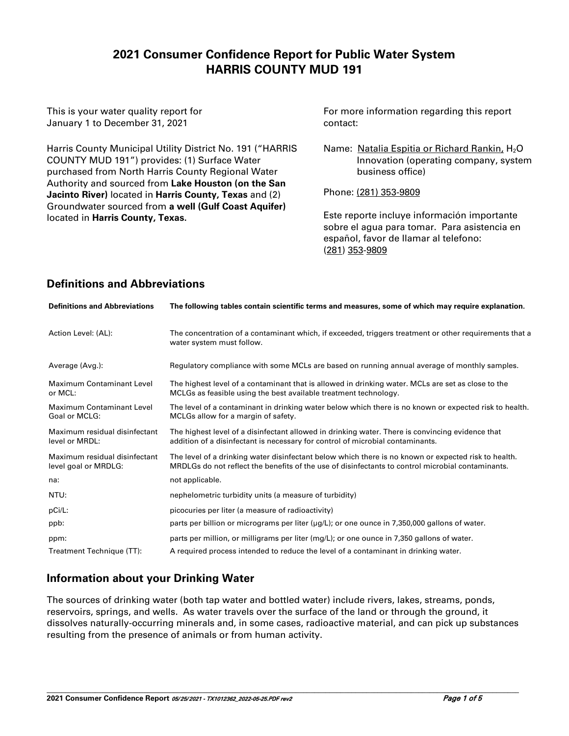# 2021 Consumer Confidence Report for Public Water System HARRIS COUNTY MUD 191

This is your water quality report for January 1 to December 31, 2021

Harris County Municipal Utility District No. 191 ("HARRIS COUNTY MUD 191") provides: (1) Surface Water purchased from North Harris County Regional Water Authority and sourced from **Lake Houston (on the San Jacinto River)** located in **Harris County, Texas** and (2) Groundwater sourced from **a well (Gulf Coast Aquifer)** located in **Harris County, Texas.**

For more information regarding this report contact:

Name: Natalia Espitia or Richard Rankin, $H_2O$ Innovation (operating company, system business office)

Phone: (281) 353-9809

Este reporte incluye información importante sobre el agua para tomar. Para asistencia en español, favor de llamar al telefono: (281) 353-9809

## Definitions and Abbreviations

| Definitions and Abbreviations | The following tables contain scientific terms and measures, some of which may require explanation. |
|---|---|
| Action Level: (AL): | The concentration of a contaminant which, if exceeded, triggers treatment or other requirements that a water system must follow. |
| Average (Avg.): | Regulatory compliance with some MCLs are based on running annual average of monthly samples. |
| Maximum Contaminant Level or MCL: | The highest level of a contaminant that is allowed in drinking water. MCLs are set as close to the MCLGs as feasible using the best available treatment technology. |
| Maximum Contaminant Level Goal or MCLG: | The level of a contaminant in drinking water below which there is no known or expected risk to health. MCLGs allow for a margin of safety. |
| Maximum residual disinfectant level or MRDL: | The highest level of a disinfectant allowed in drinking water. There is convincing evidence that addition of a disinfectant is necessary for control of microbial contaminants. |
| Maximum residual disinfectant level goal or MRDLG: | The level of a drinking water disinfectant below which there is no known or expected risk to health. MRDLGs do not reflect the benefits of the use of disinfectants to control microbial contaminants. |
| na: | not applicable. |
| NTU: | nephelometric turbidity units (a measure of turbidity) |
| pCi/L: | picocuries per liter (a measure of radioactivity) |
| ppb: | parts per billion or micrograms per liter (µg/L); or one ounce in 7,350,000 gallons of water. |
| ppm: | parts per million, or milligrams per liter (mg/L); or one ounce in 7,350 gallons of water. |
| Treatment Technique (TT): | A required process intended to reduce the level of a contaminant in drinking water. |

## Information about your Drinking Water

The sources of drinking water (both tap water and bottled water) include rivers, lakes, streams, ponds, reservoirs, springs, and wells. As water travels over the surface of the land or through the ground, it dissolves naturally-occurring minerals and, in some cases, radioactive material, and can pick up substances resulting from the presence of animals or from human activity.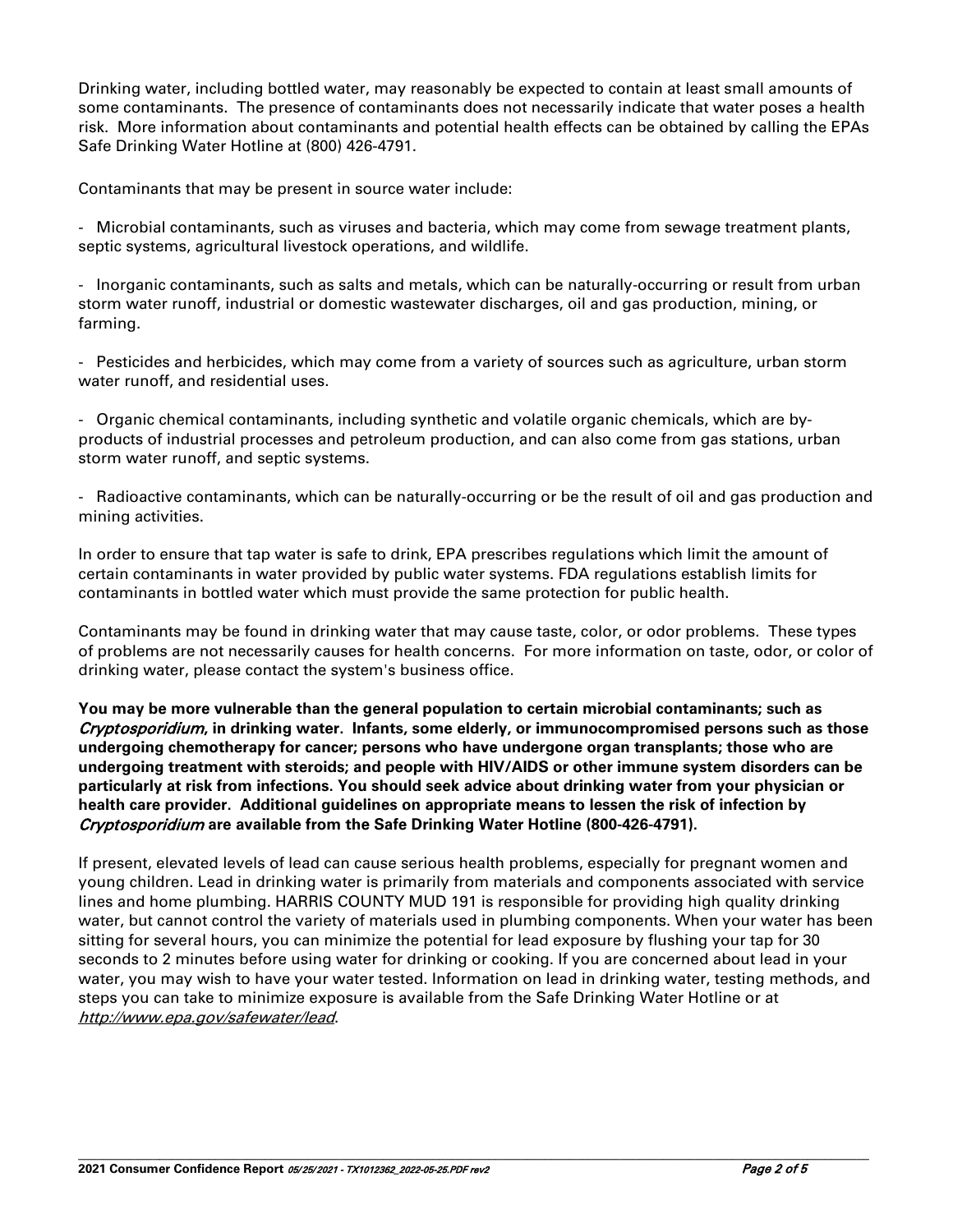Drinking water, including bottled water, may reasonably be expected to contain at least small amounts of some contaminants. The presence of contaminants does not necessarily indicate that water poses a health risk. More information about contaminants and potential health effects can be obtained by calling the EPAs Safe Drinking Water Hotline at (800) 426-4791.

Contaminants that may be present in source water include:

- Microbial contaminants, such as viruses and bacteria, which may come from sewage treatment plants, septic systems, agricultural livestock operations, and wildlife.

- Inorganic contaminants, such as salts and metals, which can be naturally-occurring or result from urban storm water runoff, industrial or domestic wastewater discharges, oil and gas production, mining, or farming.

- Pesticides and herbicides, which may come from a variety of sources such as agriculture, urban storm water runoff, and residential uses.

- Organic chemical contaminants, including synthetic and volatile organic chemicals, which are by-products of industrial processes and petroleum production, and can also come from gas stations, urban storm water runoff, and septic systems.

- Radioactive contaminants, which can be naturally-occurring or be the result of oil and gas production and mining activities.

In order to ensure that tap water is safe to drink, EPA prescribes regulations which limit the amount of certain contaminants in water provided by public water systems. FDA regulations establish limits for contaminants in bottled water which must provide the same protection for public health.

Contaminants may be found in drinking water that may cause taste, color, or odor problems. These types of problems are not necessarily causes for health concerns. For more information on taste, odor, or color of drinking water, please contact the system's business office.

**You may be more vulnerable than the general population to certain microbial contaminants; such as *Cryptosporidium*, in drinking water. Infants, some elderly, or immunocompromised persons such as those undergoing chemotherapy for cancer; persons who have undergone organ transplants; those who are undergoing treatment with steroids; and people with HIV/AIDS or other immune system disorders can be particularly at risk from infections. You should seek advice about drinking water from your physician or health care provider. Additional guidelines on appropriate means to lessen the risk of infection by *Cryptosporidium* are available from the Safe Drinking Water Hotline (800-426-4791).**

If present, elevated levels of lead can cause serious health problems, especially for pregnant women and young children. Lead in drinking water is primarily from materials and components associated with service lines and home plumbing. HARRIS COUNTY MUD 191 is responsible for providing high quality drinking water, but cannot control the variety of materials used in plumbing components. When your water has been sitting for several hours, you can minimize the potential for lead exposure by flushing your tap for 30 seconds to 2 minutes before using water for drinking or cooking. If you are concerned about lead in your water, you may wish to have your water tested. Information on lead in drinking water, testing methods, and steps you can take to minimize exposure is available from the Safe Drinking Water Hotline or at *http://www.epa.gov/safewater/lead*.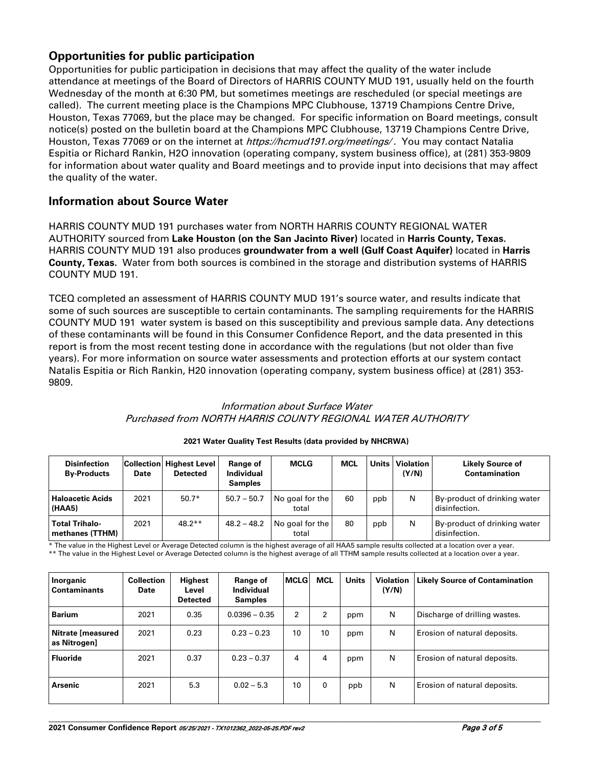## Opportunities for public participation

Opportunities for public participation in decisions that may affect the quality of the water include attendance at meetings of the Board of Directors of HARRIS COUNTY MUD 191, usually held on the fourth Wednesday of the month at 6:30 PM, but sometimes meetings are rescheduled (or special meetings are called). The current meeting place is the Champions MPC Clubhouse, 13719 Champions Centre Drive, Houston, Texas 77069, but the place may be changed. For specific information on Board meetings, consult notice(s) posted on the bulletin board at the Champions MPC Clubhouse, 13719 Champions Centre Drive, Houston, Texas 77069 or on the internet at *https://hcmud191.org/meetings/* . You may contact Natalia Espitia or Richard Rankin, H2O innovation (operating company, system business office), at (281) 353-9809 for information about water quality and Board meetings and to provide input into decisions that may affect the quality of the water.

## Information about Source Water

HARRIS COUNTY MUD 191 purchases water from NORTH HARRIS COUNTY REGIONAL WATER AUTHORITY sourced from **Lake Houston (on the San Jacinto River)** located in **Harris County, Texas.** HARRIS COUNTY MUD 191 also produces **groundwater from a well (Gulf Coast Aquifer)** located in **Harris County, Texas.** Water from both sources is combined in the storage and distribution systems of HARRIS COUNTY MUD 191.

TCEQ completed an assessment of HARRIS COUNTY MUD 191's source water, and results indicate that some of such sources are susceptible to certain contaminants. The sampling requirements for the HARRIS COUNTY MUD 191 water system is based on this susceptibility and previous sample data. Any detections of these contaminants will be found in this Consumer Confidence Report, and the data presented in this report is from the most recent testing done in accordance with the regulations (but not older than five years). For more information on source water assessments and protection efforts at our system contact Natalis Espitia or Rich Rankin, H20 innovation (operating company, system business office) at (281) 353-9809.

*Information about Surface Water*
*Purchased from NORTH HARRIS COUNTY REGIONAL WATER AUTHORITY*

**2021 Water Quality Test Results (data provided by NHCRWA)**

| Disinfection By-Products | Collection Date | Highest Level Detected | Range of Individual Samples | MCLG | MCL | Units | Violation (Y/N) | Likely Source of Contamination |
|---|---|---|---|---|---|---|---|---|
| Haloacetic Acids (HAA5) | 2021 | 50.7* | 50.7 – 50.7 | No goal for the total | 60 | ppb | N | By-product of drinking water disinfection. |
| Total Trihalo-methanes (TTHM) | 2021 | 48.2** | 48.2 – 48.2 | No goal for the total | 80 | ppb | N | By-product of drinking water disinfection. |

* The value in the Highest Level or Average Detected column is the highest average of all HAA5 sample results collected at a location over a year.
** The value in the Highest Level or Average Detected column is the highest average of all TTHM sample results collected at a location over a year.

| Inorganic Contaminants | Collection Date | Highest Level Detected | Range of Individual Samples | MCLG | MCL | Units | Violation (Y/N) | Likely Source of Contamination |
|---|---|---|---|---|---|---|---|---|
| Barium | 2021 | 0.35 | 0.0396 – 0.35 | 2 | 2 | ppm | N | Discharge of drilling wastes. |
| Nitrate [measured as Nitrogen] | 2021 | 0.23 | 0.23 – 0.23 | 10 | 10 | ppm | N | Erosion of natural deposits. |
| Fluoride | 2021 | 0.37 | 0.23 – 0.37 | 4 | 4 | ppm | N | Erosion of natural deposits. |
| Arsenic | 2021 | 5.3 | 0.02 – 5.3 | 10 | 0 | ppb | N | Erosion of natural deposits. |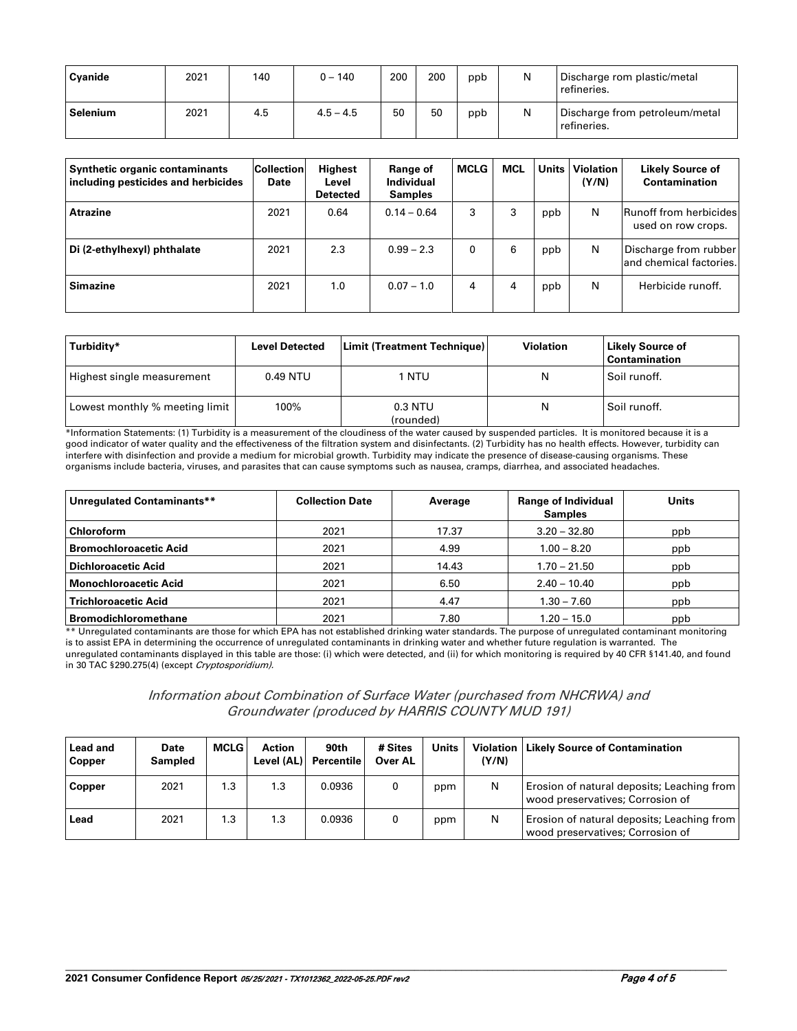| Cyanide | 2021 | 140 | 0 – 140 | 200 | 200 | ppb | N | Discharge rom plastic/metal refineries. |
|---|---|---|---|---|---|---|---|---|
| Selenium | 2021 | 4.5 | 4.5 – 4.5 | 50 | 50 | ppb | N | Discharge from petroleum/metal refineries. |

| Synthetic organic contaminants including pesticides and herbicides | Collection Date | Highest Level Detected | Range of Individual Samples | MCLG | MCL | Units | Violation (Y/N) | Likely Source of Contamination |
|---|---|---|---|---|---|---|---|---|
| Atrazine | 2021 | 0.64 | 0.14 – 0.64 | 3 | 3 | ppb | N | Runoff from herbicides used on row crops. |
| Di (2-ethylhexyl) phthalate | 2021 | 2.3 | 0.99 – 2.3 | 0 | 6 | ppb | N | Discharge from rubber and chemical factories. |
| Simazine | 2021 | 1.0 | 0.07 – 1.0 | 4 | 4 | ppb | N | Herbicide runoff. |

| Turbidity* | Level Detected | Limit (Treatment Technique) | Violation | Likely Source of Contamination |
|---|---|---|---|---|
| Highest single measurement | 0.49 NTU | 1 NTU | N | Soil runoff. |
| Lowest monthly % meeting limit | 100% | 0.3 NTU (rounded) | N | Soil runoff. |

*Information Statements: (1) Turbidity is a measurement of the cloudiness of the water caused by suspended particles. It is monitored because it is a good indicator of water quality and the effectiveness of the filtration system and disinfectants. (2) Turbidity has no health effects. However, turbidity can interfere with disinfection and provide a medium for microbial growth. Turbidity may indicate the presence of disease-causing organisms. These organisms include bacteria, viruses, and parasites that can cause symptoms such as nausea, cramps, diarrhea, and associated headaches.

| Unregulated Contaminants** | Collection Date | Average | Range of Individual Samples | Units |
|---|---|---|---|---|
| Chloroform | 2021 | 17.37 | 3.20 – 32.80 | ppb |
| Bromochloroacetic Acid | 2021 | 4.99 | 1.00 – 8.20 | ppb |
| Dichloroacetic Acid | 2021 | 14.43 | 1.70 – 21.50 | ppb |
| Monochloroacetic Acid | 2021 | 6.50 | 2.40 – 10.40 | ppb |
| Trichloroacetic Acid | 2021 | 4.47 | 1.30 – 7.60 | ppb |
| Bromodichloromethane | 2021 | 7.80 | 1.20 – 15.0 | ppb |

** Unregulated contaminants are those for which EPA has not established drinking water standards. The purpose of unregulated contaminant monitoring is to assist EPA in determining the occurrence of unregulated contaminants in drinking water and whether future regulation is warranted. The unregulated contaminants displayed in this table are those: (i) which were detected, and (ii) for which monitoring is required by 40 CFR §141.40, and found in 30 TAC §290.275(4) (except *Cryptosporidium)*.

## *Information about Combination of Surface Water (purchased from NHCRWA) and Groundwater (produced by HARRIS COUNTY MUD 191)*

| Lead and Copper | Date Sampled | MCLG | Action Level (AL) | 90th Percentile | # Sites Over AL | Units | Violation (Y/N) | Likely Source of Contamination |
|---|---|---|---|---|---|---|---|---|
| Copper | 2021 | 1.3 | 1.3 | 0.0936 | 0 | ppm | N | Erosion of natural deposits; Leaching from wood preservatives; Corrosion of |
| Lead | 2021 | 1.3 | 1.3 | 0.0936 | 0 | ppm | N | Erosion of natural deposits; Leaching from wood preservatives; Corrosion of |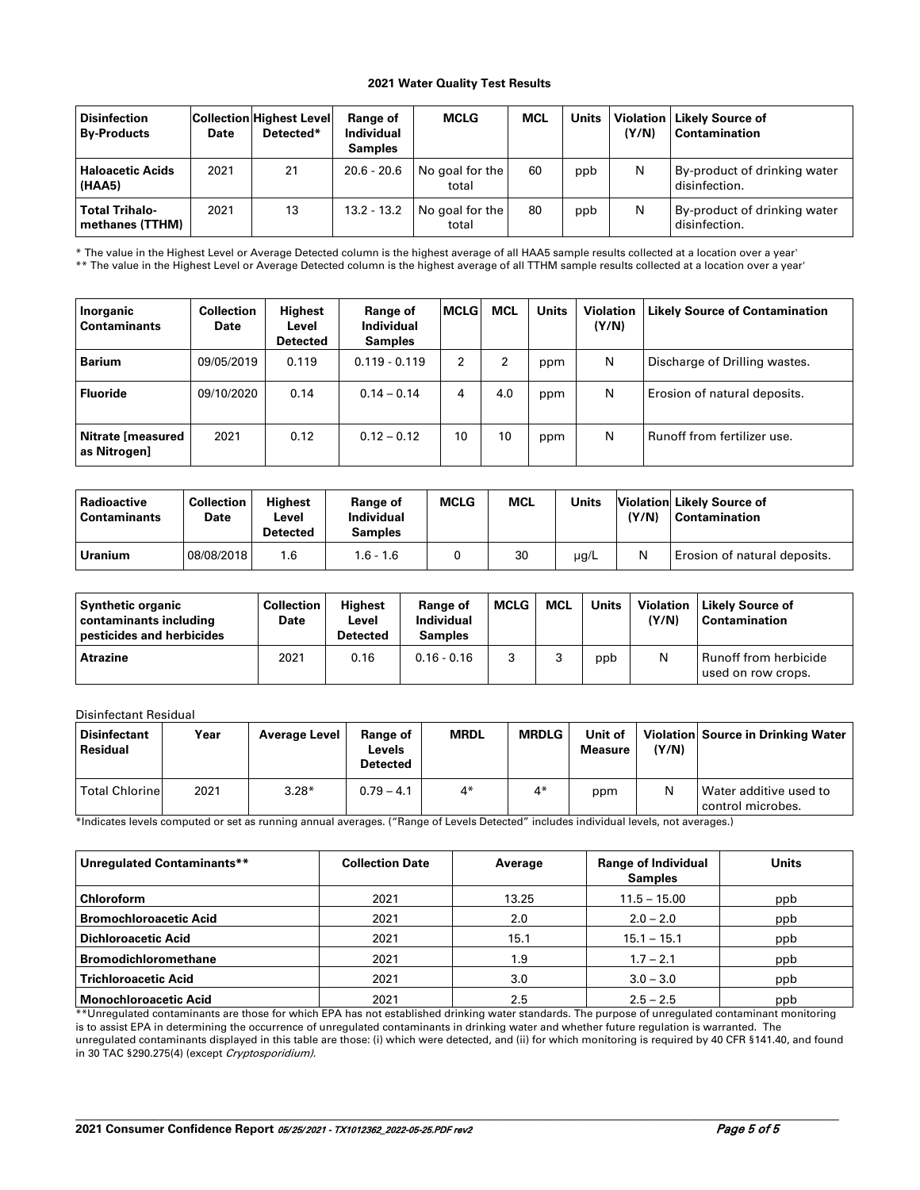## 2021 Water Quality Test Results

| Disinfection By-Products | Collection Date | Highest Level Detected* | Range of Individual Samples | MCLG | MCL | Units | Violation (Y/N) | Likely Source of Contamination |
|---|---|---|---|---|---|---|---|---|
| Haloacetic Acids (HAA5) | 2021 | 21 | 20.6 - 20.6 | No goal for the total | 60 | ppb | N | By-product of drinking water disinfection. |
| Total Trihalo-methanes (TTHM) | 2021 | 13 | 13.2 - 13.2 | No goal for the total | 80 | ppb | N | By-product of drinking water disinfection. |

\* The value in the Highest Level or Average Detected column is the highest average of all HAA5 sample results collected at a location over a year'

\*\* The value in the Highest Level or Average Detected column is the highest average of all TTHM sample results collected at a location over a year'

| Inorganic Contaminants | Collection Date | Highest Level Detected | Range of Individual Samples | MCLG | MCL | Units | Violation (Y/N) | Likely Source of Contamination |
|---|---|---|---|---|---|---|---|---|
| Barium | 09/05/2019 | 0.119 | 0.119 - 0.119 | 2 | 2 | ppm | N | Discharge of Drilling wastes. |
| Fluoride | 09/10/2020 | 0.14 | 0.14 – 0.14 | 4 | 4.0 | ppm | N | Erosion of natural deposits. |
| Nitrate [measured as Nitrogen] | 2021 | 0.12 | 0.12 – 0.12 | 10 | 10 | ppm | N | Runoff from fertilizer use. |

| Radioactive Contaminants | Collection Date | Highest Level Detected | Range of Individual Samples | MCLG | MCL | Units | Violation (Y/N) | Likely Source of Contamination |
|---|---|---|---|---|---|---|---|---|
| Uranium | 08/08/2018 | 1.6 | 1.6 - 1.6 | 0 | 30 | μg/L | N | Erosion of natural deposits. |

| Synthetic organic contaminants including pesticides and herbicides | Collection Date | Highest Level Detected | Range of Individual Samples | MCLG | MCL | Units | Violation (Y/N) | Likely Source of Contamination |
|---|---|---|---|---|---|---|---|---|
| Atrazine | 2021 | 0.16 | 0.16 - 0.16 | 3 | 3 | ppb | N | Runoff from herbicide used on row crops. |

Disinfectant Residual

| Disinfectant Residual | Year | Average Level | Range of Levels Detected | MRDL | MRDLG | Unit of Measure | Violation (Y/N) | Source in Drinking Water |
|---|---|---|---|---|---|---|---|---|
| Total Chlorine | 2021 | 3.28* | 0.79 – 4.1 | 4* | 4* | ppm | N | Water additive used to control microbes. |

\*Indicates levels computed or set as running annual averages. ("Range of Levels Detected" includes individual levels, not averages.)

| Unregulated Contaminants** | Collection Date | Average | Range of Individual Samples | Units |
|---|---|---|---|---|
| Chloroform | 2021 | 13.25 | 11.5 – 15.00 | ppb |
| Bromochloroacetic Acid | 2021 | 2.0 | 2.0 – 2.0 | ppb |
| Dichloroacetic Acid | 2021 | 15.1 | 15.1 – 15.1 | ppb |
| Bromodichloromethane | 2021 | 1.9 | 1.7 – 2.1 | ppb |
| Trichloroacetic Acid | 2021 | 3.0 | 3.0 – 3.0 | ppb |
| Monochloroacetic Acid | 2021 | 2.5 | 2.5 – 2.5 | ppb |

\*\*Unregulated contaminants are those for which EPA has not established drinking water standards. The purpose of unregulated contaminant monitoring is to assist EPA in determining the occurrence of unregulated contaminants in drinking water and whether future regulation is warranted. The unregulated contaminants displayed in this table are those: (i) which were detected, and (ii) for which monitoring is required by 40 CFR §141.40, and found in 30 TAC §290.275(4) (except *Cryptosporidium)*.